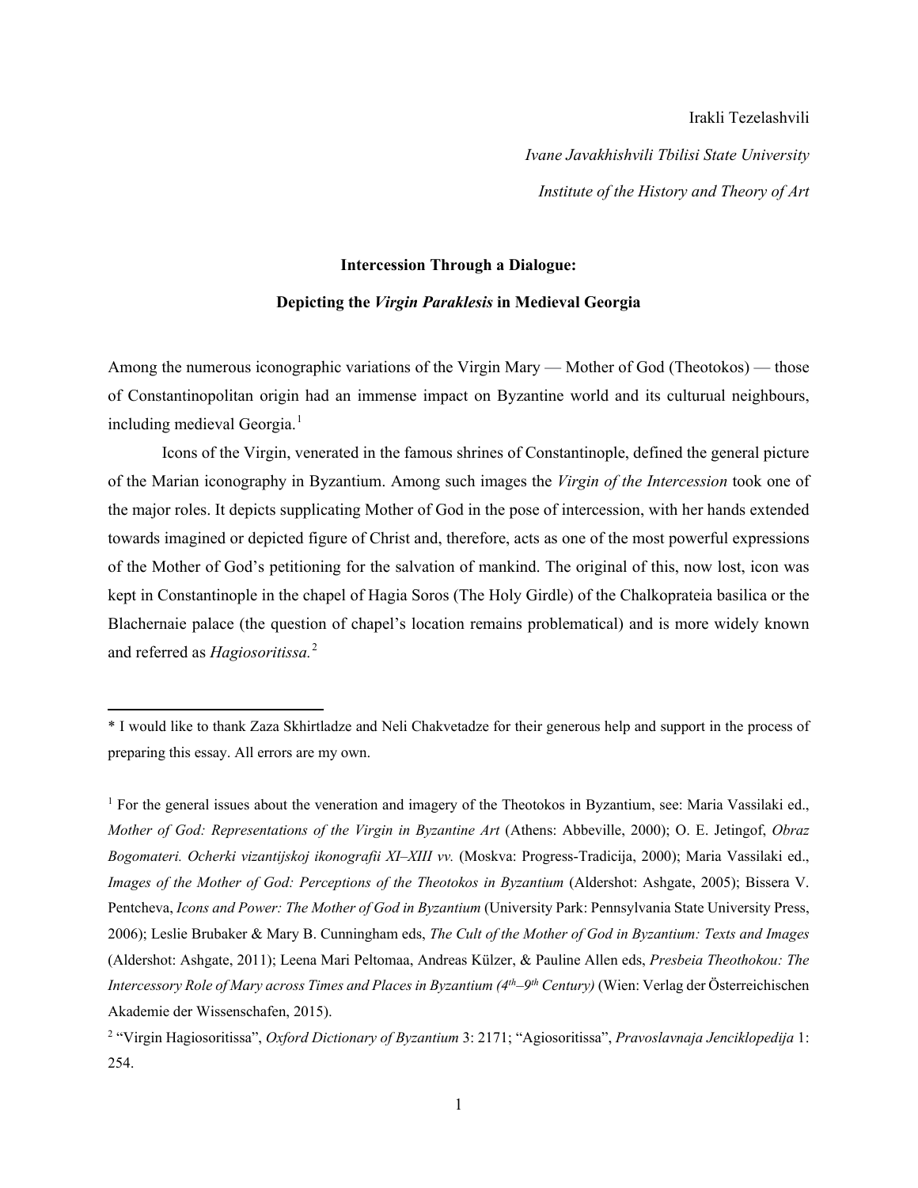Irakli Tezelashvili

*Ivane Javakhishvili Tbilisi State University*

*Institute of the History and Theory of Art*

# Intercession Through a Dialogue:

# Depicting the *Virgin Paraklesis* in Medieval Georgia

Among the numerous iconographic variations of the Virgin Mary — Mother of God (Theotokos) — those of Constantinopolitan origin had an immense impact on Byzantine world and its culturual neighbours, including medieval Georgia.[1]

Icons of the Virgin, venerated in the famous shrines of Constantinople, defined the general picture of the Marian iconography in Byzantium. Among such images the *Virgin of the Intercession* took one of the major roles. It depicts supplicating Mother of God in the pose of intercession, with her hands extended towards imagined or depicted figure of Christ and, therefore, acts as one of the most powerful expressions of the Mother of God's petitioning for the salvation of mankind. The original of this, now lost, icon was kept in Constantinople in the chapel of Hagia Soros (The Holy Girdle) of the Chalkoprateia basilica or the Blachernaie palace (the question of chapel's location remains problematical) and is more widely known and referred as *Hagiosoritissa.*[2]

---

* I would like to thank Zaza Skhirtladze and Neli Chakvetadze for their generous help and support in the process of preparing this essay. All errors are my own.

[1] For the general issues about the veneration and imagery of the Theotokos in Byzantium, see: Maria Vassilaki ed., *Mother of God: Representations of the Virgin in Byzantine Art* (Athens: Abbeville, 2000); O. E. Jetingof, *Obraz Bogomateri. Ocherki vizantijskoj ikonografii XI–XIII vv.* (Moskva: Progress-Tradicija, 2000); Maria Vassilaki ed., *Images of the Mother of God: Perceptions of the Theotokos in Byzantium* (Aldershot: Ashgate, 2005); Bissera V. Pentcheva, *Icons and Power: The Mother of God in Byzantium* (University Park: Pennsylvania State University Press, 2006); Leslie Brubaker & Mary B. Cunningham eds, *The Cult of the Mother of God in Byzantium: Texts and Images* (Aldershot: Ashgate, 2011); Leena Mari Peltomaa, Andreas Külzer, & Pauline Allen eds, *Presbeia Theothokou: The Intercessory Role of Mary across Times and Places in Byzantium (4th–9th Century)* (Wien: Verlag der Österreichischen Akademie der Wissenschafen, 2015).

[2] "Virgin Hagiosoritissa", *Oxford Dictionary of Byzantium* 3: 2171; "Agiosoritissa", *Pravoslavnaja Jenciklopedija* 1: 254.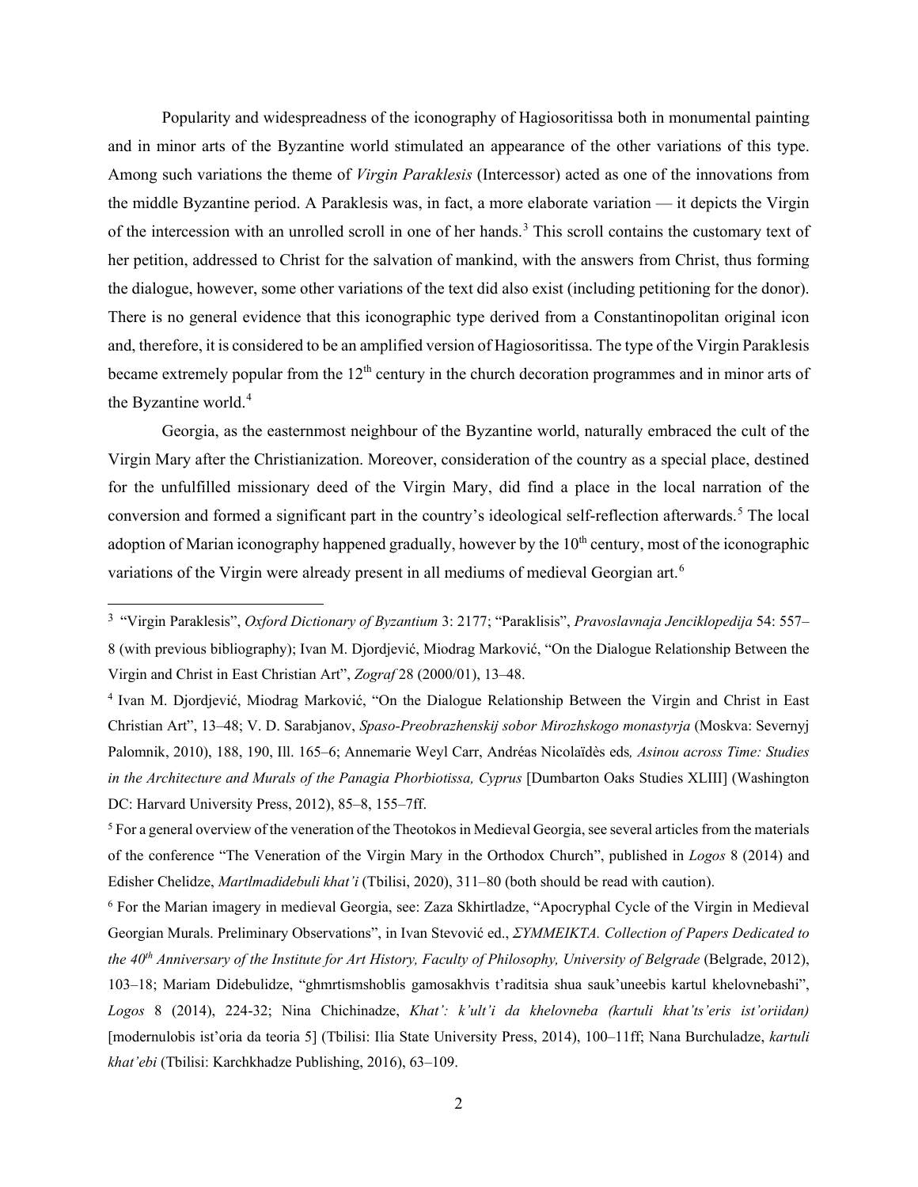Popularity and widespreadness of the iconography of Hagiosoritissa both in monumental painting and in minor arts of the Byzantine world stimulated an appearance of the other variations of this type. Among such variations the theme of *Virgin Paraklesis* (Intercessor) acted as one of the innovations from the middle Byzantine period. A Paraklesis was, in fact, a more elaborate variation — it depicts the Virgin of the intercession with an unrolled scroll in one of her hands.[3] This scroll contains the customary text of her petition, addressed to Christ for the salvation of mankind, with the answers from Christ, thus forming the dialogue, however, some other variations of the text did also exist (including petitioning for the donor). There is no general evidence that this iconographic type derived from a Constantinopolitan original icon and, therefore, it is considered to be an amplified version of Hagiosoritissa. The type of the Virgin Paraklesis became extremely popular from the 12th century in the church decoration programmes and in minor arts of the Byzantine world.[4]

Georgia, as the easternmost neighbour of the Byzantine world, naturally embraced the cult of the Virgin Mary after the Christianization. Moreover, consideration of the country as a special place, destined for the unfulfilled missionary deed of the Virgin Mary, did find a place in the local narration of the conversion and formed a significant part in the country's ideological self-reflection afterwards.[5] The local adoption of Marian iconography happened gradually, however by the 10th century, most of the iconographic variations of the Virgin were already present in all mediums of medieval Georgian art.[6]

---

[3] "Virgin Paraklesis", *Oxford Dictionary of Byzantium* 3: 2177; "Paraklisis", *Pravoslavnaja Jenciklopedija* 54: 557–8 (with previous bibliography); Ivan M. Djordjević, Miodrag Marković, "On the Dialogue Relationship Between the Virgin and Christ in East Christian Art", *Zograf* 28 (2000/01), 13–48.

[4] Ivan M. Djordjević, Miodrag Marković, "On the Dialogue Relationship Between the Virgin and Christ in East Christian Art", 13–48; V. D. Sarabjanov, *Spaso-Preobrazhenskij sobor Mirozhskogo monastyrja* (Moskva: Severnyj Palomnik, 2010), 188, 190, Ill. 165–6; Annemarie Weyl Carr, Andréas Nicolaïdès eds*, Asinou across Time: Studies in the Architecture and Murals of the Panagia Phorbiotissa, Cyprus* [Dumbarton Oaks Studies XLIII] (Washington DC: Harvard University Press, 2012), 85–8, 155–7ff.

[5] For a general overview of the veneration of the Theotokos in Medieval Georgia, see several articles from the materials of the conference "The Veneration of the Virgin Mary in the Orthodox Church", published in *Logos* 8 (2014) and Edisher Chelidze, *Martlmadidebuli khat'i* (Tbilisi, 2020), 311–80 (both should be read with caution).

[6] For the Marian imagery in medieval Georgia, see: Zaza Skhirtladze, "Apocryphal Cycle of the Virgin in Medieval Georgian Murals. Preliminary Observations", in Ivan Stevović ed., *ΣΥΜΜΕΙΚΤΑ. Collection of Papers Dedicated to the 40th Anniversary of the Institute for Art History, Faculty of Philosophy, University of Belgrade* (Belgrade, 2012), 103–18; Mariam Didebulidze, "ghmrtismshoblis gamosakhvis t'raditsia shua sauk'uneebis kartul khelovnebashi", *Logos* 8 (2014), 224-32; Nina Chichinadze, *Khat': k'ult'i da khelovneba (kartuli khat'ts'eris ist'oriidan)* [modernulobis ist'oria da teoria 5] (Tbilisi: Ilia State University Press, 2014), 100–11ff; Nana Burchuladze, *kartuli khat'ebi* (Tbilisi: Karchkhadze Publishing, 2016), 63–109.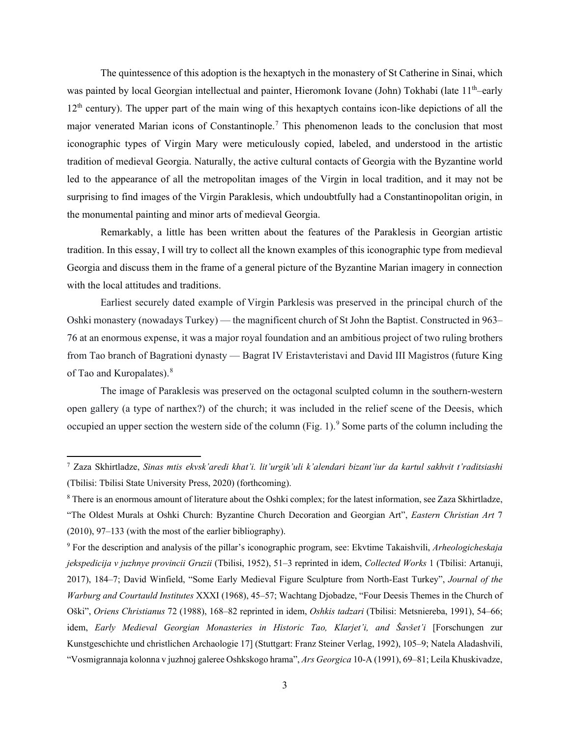The quintessence of this adoption is the hexaptych in the monastery of St Catherine in Sinai, which was painted by local Georgian intellectual and painter, Hieromonk Iovane (John) Tokhabi (late 11th–early 12th century). The upper part of the main wing of this hexaptych contains icon-like depictions of all the major venerated Marian icons of Constantinople.[7] This phenomenon leads to the conclusion that most iconographic types of Virgin Mary were meticulously copied, labeled, and understood in the artistic tradition of medieval Georgia. Naturally, the active cultural contacts of Georgia with the Byzantine world led to the appearance of all the metropolitan images of the Virgin in local tradition, and it may not be surprising to find images of the Virgin Paraklesis, which undoubtfully had a Constantinopolitan origin, in the monumental painting and minor arts of medieval Georgia.

Remarkably, a little has been written about the features of the Paraklesis in Georgian artistic tradition. In this essay, I will try to collect all the known examples of this iconographic type from medieval Georgia and discuss them in the frame of a general picture of the Byzantine Marian imagery in connection with the local attitudes and traditions.

Earliest securely dated example of Virgin Parklesis was preserved in the principal church of the Oshki monastery (nowadays Turkey) — the magnificent church of St John the Baptist. Constructed in 963–76 at an enormous expense, it was a major royal foundation and an ambitious project of two ruling brothers from Tao branch of Bagrationi dynasty — Bagrat IV Eristavteristavi and David III Magistros (future King of Tao and Kuropalates).[8]

The image of Paraklesis was preserved on the octagonal sculpted column in the southern-western open gallery (a type of narthex?) of the church; it was included in the relief scene of the Deesis, which occupied an upper section the western side of the column (Fig. 1).[9] Some parts of the column including the

---

[7] Zaza Skhirtladze, *Sinas mtis ekvsk'aredi khat'i. lit'urgik'uli k'alendari bizant'iur da kartul sakhvit t'raditsiashi* (Tbilisi: Tbilisi State University Press, 2020) (forthcoming).

[8] There is an enormous amount of literature about the Oshki complex; for the latest information, see Zaza Skhirtladze, "The Oldest Murals at Oshki Church: Byzantine Church Decoration and Georgian Art", *Eastern Christian Art* 7 (2010), 97–133 (with the most of the earlier bibliography).

[9] For the description and analysis of the pillar's iconographic program, see: Ekvtime Takaishvili, *Arheologicheskaja jekspedicija v juzhnye provincii Gruzii* (Tbilisi, 1952), 51–3 reprinted in idem, *Collected Works* 1 (Tbilisi: Artanuji, 2017), 184–7; David Winfield, "Some Early Medieval Figure Sculpture from North-East Turkey", *Journal of the Warburg and Courtauld Institutes* XXXI (1968), 45–57; Wachtang Djobadze, "Four Deesis Themes in the Church of Oški", *Oriens Christianus* 72 (1988), 168–82 reprinted in idem, *Oshkis tadzari* (Tbilisi: Metsniereba, 1991), 54–66; idem, *Early Medieval Georgian Monasteries in Historic Tao, Klarjet'i, and Šavšet'i* [Forschungen zur Kunstgeschichte und christlichen Archaologie 17] (Stuttgart: Franz Steiner Verlag, 1992), 105–9; Natela Aladashvili, "Vosmigrannaja kolonna v juzhnoj galeree Oshkskogo hrama", *Ars Georgica* 10-A (1991), 69–81; Leila Khuskivadze,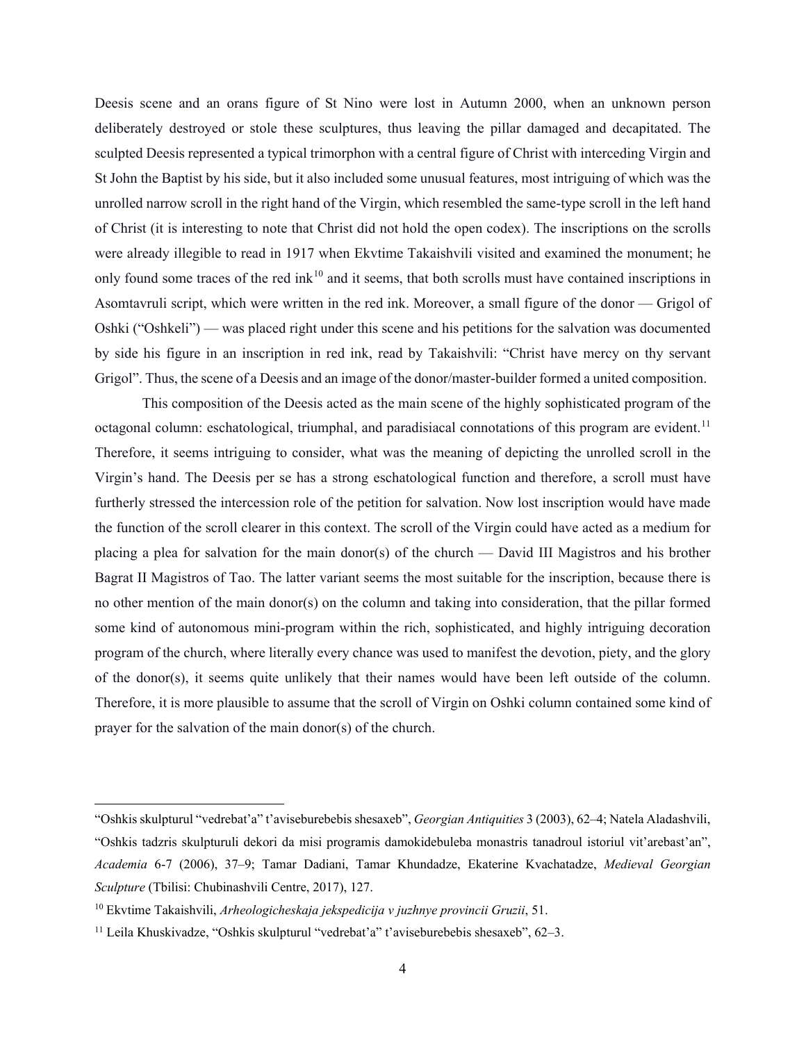Deesis scene and an orans figure of St Nino were lost in Autumn 2000, when an unknown person deliberately destroyed or stole these sculptures, thus leaving the pillar damaged and decapitated. The sculpted Deesis represented a typical trimorphon with a central figure of Christ with interceding Virgin and St John the Baptist by his side, but it also included some unusual features, most intriguing of which was the unrolled narrow scroll in the right hand of the Virgin, which resembled the same-type scroll in the left hand of Christ (it is interesting to note that Christ did not hold the open codex). The inscriptions on the scrolls were already illegible to read in 1917 when Ekvtime Takaishvili visited and examined the monument; he only found some traces of the red ink[10] and it seems, that both scrolls must have contained inscriptions in Asomtavruli script, which were written in the red ink. Moreover, a small figure of the donor — Grigol of Oshki ("Oshkeli") — was placed right under this scene and his petitions for the salvation was documented by side his figure in an inscription in red ink, read by Takaishvili: "Christ have mercy on thy servant Grigol". Thus, the scene of a Deesis and an image of the donor/master-builder formed a united composition.

This composition of the Deesis acted as the main scene of the highly sophisticated program of the octagonal column: eschatological, triumphal, and paradisiacal connotations of this program are evident.[11] Therefore, it seems intriguing to consider, what was the meaning of depicting the unrolled scroll in the Virgin's hand. The Deesis per se has a strong eschatological function and therefore, a scroll must have furtherly stressed the intercession role of the petition for salvation. Now lost inscription would have made the function of the scroll clearer in this context. The scroll of the Virgin could have acted as a medium for placing a plea for salvation for the main donor(s) of the church — David III Magistros and his brother Bagrat II Magistros of Tao. The latter variant seems the most suitable for the inscription, because there is no other mention of the main donor(s) on the column and taking into consideration, that the pillar formed some kind of autonomous mini-program within the rich, sophisticated, and highly intriguing decoration program of the church, where literally every chance was used to manifest the devotion, piety, and the glory of the donor(s), it seems quite unlikely that their names would have been left outside of the column. Therefore, it is more plausible to assume that the scroll of Virgin on Oshki column contained some kind of prayer for the salvation of the main donor(s) of the church.

---

"Oshkis skulpturul "vedrebat'a" t'aviseburebebis shesaxeb", *Georgian Antiquities* 3 (2003), 62–4; Natela Aladashvili, "Oshkis tadzris skulpturuli dekori da misi programis damokidebuleba monastris tanadroul istoriul vit'arebast'an", *Academia* 6-7 (2006), 37–9; Tamar Dadiani, Tamar Khundadze, Ekaterine Kvachatadze, *Medieval Georgian Sculpture* (Tbilisi: Chubinashvili Centre, 2017), 127.

[10] Ekvtime Takaishvili, *Arheologicheskaja jekspedicija v juzhnye provincii Gruzii*, 51.

[11] Leila Khuskivadze, "Oshkis skulpturul "vedrebat'a" t'aviseburebebis shesaxeb", 62–3.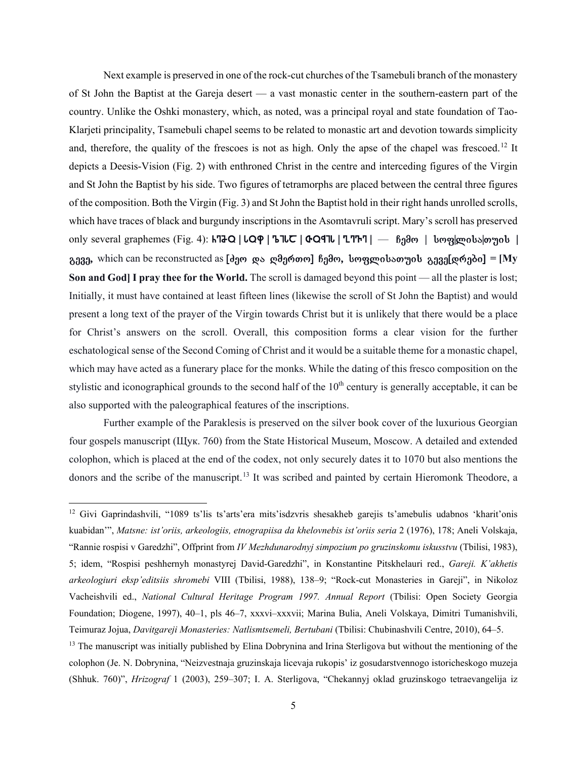Next example is preserved in one of the rock-cut churches of the Tsamebuli branch of the monastery of St John the Baptist at the Gareja desert — a vast monastic center in the southern-eastern part of the country. Unlike the Oshki monastery, which, as noted, was a principal royal and state foundation of Tao-Klarjeti principality, Tsamebuli chapel seems to be related to monastic art and devotion towards simplicity and, therefore, the quality of the frescoes is not as high. Only the apse of the chapel was frescoed.[12] It depicts a Deesis-Vision (Fig. 2) with enthroned Christ in the centre and interceding figures of the Virgin and St John the Baptist by his side. Two figures of tetramorphs are placed between the central three figures of the composition. Both the Virgin (Fig. 3) and St John the Baptist hold in their right hands unrolled scrolls, which have traces of black and burgundy inscriptions in the Asomtavruli script. Mary's scroll has preserved only several graphemes (Fig. 4): **ႹႤႫႭ | ႱႭႴ | ႪႨႱႠ | ႧႭႨႱ | ႢႤႥႤ |** — ჩემო | სოფ|ლისა|თუის | გევე, which can be reconstructed as **[ძეო და ღმერთო] ჩემო, სოფლისათუის გევე[დრები] = [My Son and God] I pray thee for the World.** The scroll is damaged beyond this point — all the plaster is lost; Initially, it must have contained at least fifteen lines (likewise the scroll of St John the Baptist) and would present a long text of the prayer of the Virgin towards Christ but it is unlikely that there would be a place for Christ's answers on the scroll. Overall, this composition forms a clear vision for the further eschatological sense of the Second Coming of Christ and it would be a suitable theme for a monastic chapel, which may have acted as a funerary place for the monks. While the dating of this fresco composition on the stylistic and iconographical grounds to the second half of the 10th century is generally acceptable, it can be also supported with the paleographical features of the inscriptions.

Further example of the Paraklesis is preserved on the silver book cover of the luxurious Georgian four gospels manuscript (Щук. 760) from the State Historical Museum, Moscow. A detailed and extended colophon, which is placed at the end of the codex, not only securely dates it to 1070 but also mentions the donors and the scribe of the manuscript.[13] It was scribed and painted by certain Hieromonk Theodore, a

---

[12] Givi Gaprindashvili, "1089 ts'lis ts'arts'era mits'isdzvris shesakheb garejis ts'amebulis udabnos 'kharit'onis kuabidan'", *Matsne: ist'oriis, arkeologiis, etnograpiisa da khelovnebis ist'oriis seria* 2 (1976), 178; Aneli Volskaja, "Rannie rospisi v Garedzhi", Offprint from *IV Mezhdunarodnyj simpozium po gruzinskomu iskusstvu* (Tbilisi, 1983), 5; idem, "Rospisi peshhernyh monastyrej David-Garedzhi", in Konstantine Pitskhelauri red., *Gareji. K'akhetis arkeologiuri eksp'editsiis shromebi* VIII (Tbilisi, 1988), 138–9; "Rock-cut Monasteries in Gareji", in Nikoloz Vacheishvili ed., *National Cultural Heritage Program 1997. Annual Report* (Tbilisi: Open Society Georgia Foundation; Diogene, 1997), 40–1, pls 46–7, xxxvi–xxxvii; Marina Bulia, Aneli Volskaya, Dimitri Tumanishvili, Teimuraz Jojua, *Davitgareji Monasteries: Natlismtsemeli, Bertubani* (Tbilisi: Chubinashvili Centre, 2010), 64–5.

[13] The manuscript was initially published by Elina Dobrynina and Irina Sterligova but without the mentioning of the colophon (Je. N. Dobrynina, "Neizvestnaja gruzinskaja licevaja rukopis' iz gosudarstvennogo istoricheskogo muzeja (Shhuk. 760)", *Hrizograf* 1 (2003), 259–307; I. A. Sterligova, "Chekannyj oklad gruzinskogo tetraevangelija iz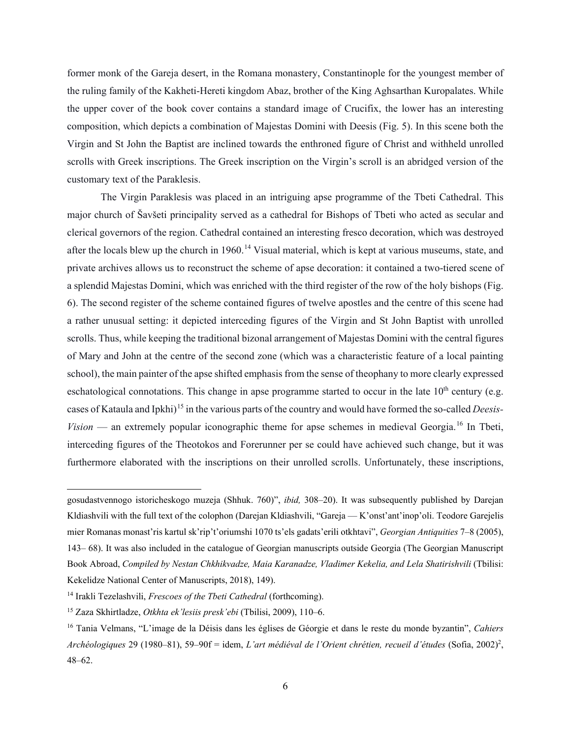former monk of the Gareja desert, in the Romana monastery, Constantinople for the youngest member of the ruling family of the Kakheti-Hereti kingdom Abaz, brother of the King Aghsarthan Kuropalates. While the upper cover of the book cover contains a standard image of Crucifix, the lower has an interesting composition, which depicts a combination of Majestas Domini with Deesis (Fig. 5). In this scene both the Virgin and St John the Baptist are inclined towards the enthroned figure of Christ and withheld unrolled scrolls with Greek inscriptions. The Greek inscription on the Virgin's scroll is an abridged version of the customary text of the Paraklesis.

The Virgin Paraklesis was placed in an intriguing apse programme of the Tbeti Cathedral. This major church of Šavšeti principality served as a cathedral for Bishops of Tbeti who acted as secular and clerical governors of the region. Cathedral contained an interesting fresco decoration, which was destroyed after the locals blew up the church in 1960.[14] Visual material, which is kept at various museums, state, and private archives allows us to reconstruct the scheme of apse decoration: it contained a two-tiered scene of a splendid Majestas Domini, which was enriched with the third register of the row of the holy bishops (Fig. 6). The second register of the scheme contained figures of twelve apostles and the centre of this scene had a rather unusual setting: it depicted interceding figures of the Virgin and St John Baptist with unrolled scrolls. Thus, while keeping the traditional bizonal arrangement of Majestas Domini with the central figures of Mary and John at the centre of the second zone (which was a characteristic feature of a local painting school), the main painter of the apse shifted emphasis from the sense of theophany to more clearly expressed eschatological connotations. This change in apse programme started to occur in the late 10th century (e.g. cases of Kataula and Ipkhi)[15] in the various parts of the country and would have formed the so-called *Deesis-Vision* — an extremely popular iconographic theme for apse schemes in medieval Georgia.[16] In Tbeti, interceding figures of the Theotokos and Forerunner per se could have achieved such change, but it was furthermore elaborated with the inscriptions on their unrolled scrolls. Unfortunately, these inscriptions,

---

gosudastvennogo istoricheskogo muzeja (Shhuk. 760)", *ibid,* 308–20). It was subsequently published by Darejan Kldiashvili with the full text of the colophon (Darejan Kldiashvili, "Gareja — K'onst'ant'inop'oli. Teodore Garejelis mier Romanas monast'ris kartul sk'rip't'oriumshi 1070 ts'els gadats'erili otkhtavi", *Georgian Antiquities* 7–8 (2005), 143– 68). It was also included in the catalogue of Georgian manuscripts outside Georgia (The Georgian Manuscript Book Abroad, *Compiled by Nestan Chkhikvadze, Maia Karanadze, Vladimer Kekelia, and Lela Shatirishvili* (Tbilisi: Kekelidze National Center of Manuscripts, 2018), 149).

[14] Irakli Tezelashvili, *Frescoes of the Tbeti Cathedral* (forthcoming).

[15] Zaza Skhirtladze, *Otkhta ek'lesiis presk'ebi* (Tbilisi, 2009), 110–6.

[16] Tania Velmans, "L'image de la Déisis dans les églises de Géorgie et dans le reste du monde byzantin", *Cahiers Archéologiques* 29 (1980–81), 59–90f = idem, *L'art médiéval de l'Orient chrétien, recueil d'études* (Sofia, 2002)$^2$, 48–62.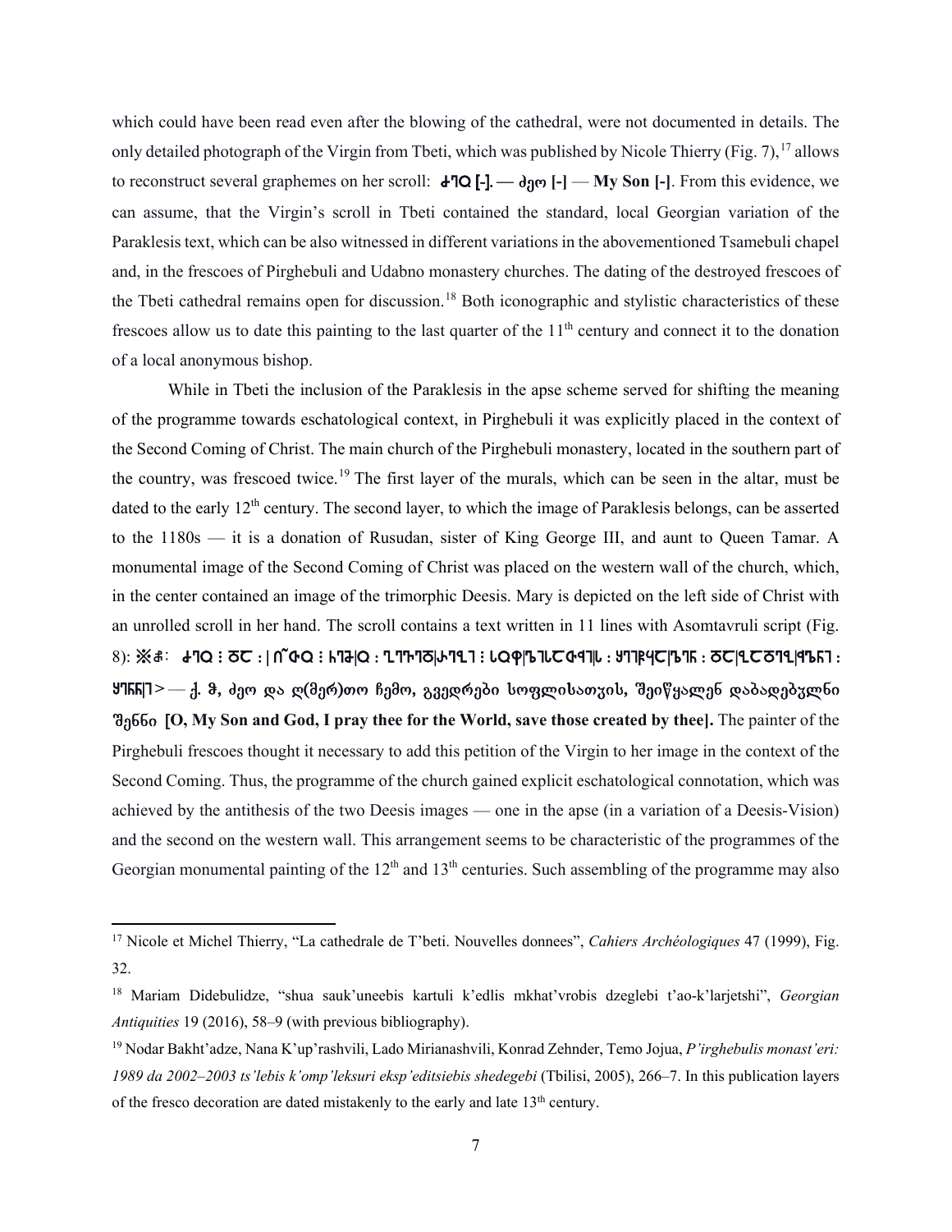which could have been read even after the blowing of the cathedral, were not documented in details. The only detailed photograph of the Virgin from Tbeti, which was published by Nicole Thierry (Fig. 7),[17] allows to reconstruct several graphemes on her scroll: **ႻႤႭ [-]. — ძეო [-]** — **My Son [-]**. From this evidence, we can assume, that the Virgin's scroll in Tbeti contained the standard, local Georgian variation of the Paraklesis text, which can be also witnessed in different variations in the abovementioned Tsamebuli chapel and, in the frescoes of Pirghebuli and Udabno monastery churches. The dating of the destroyed frescoes of the Tbeti cathedral remains open for discussion.[18] Both iconographic and stylistic characteristics of these frescoes allow us to date this painting to the last quarter of the 11th century and connect it to the donation of a local anonymous bishop.

While in Tbeti the inclusion of the Paraklesis in the apse scheme served for shifting the meaning of the programme towards eschatological context, in Pirghebuli it was explicitly placed in the context of the Second Coming of Christ. The main church of the Pirghebuli monastery, located in the southern part of the country, was frescoed twice.[19] The first layer of the murals, which can be seen in the altar, must be dated to the early 12th century. The second layer, to which the image of Paraklesis belongs, can be asserted to the 1180s — it is a donation of Rusudan, sister of King George III, and aunt to Queen Tamar. A monumental image of the Second Coming of Christ was placed on the western wall of the church, which, in the center contained an image of the trimorphic Deesis. Mary is depicted on the left side of Christ with an unrolled scroll in her hand. The scroll contains a text written in 11 lines with Asomtavruli script (Fig. 8): **※Ⴕ: ႻႤႭ ჻ ႣႠ : | Ⴖ̃ႧႭ ჻ ႹႤႫ|Ⴍ : ႢႥႤႣႰ|ႤႡႨ ჻ ႱႭႴ|ႪႨႱႠႧჃ|Ⴑ : ႸႤႨႼႷ|ႠႪႤႬ : ႣႠ|ႡႠႣႤႡႭჃ|ႪႬႨ : ႸႤႬ|ႬႨ > — ქ. ჵ, ძეო და ღ(მერ)თო ჩემო, გვედრები სოფლისათჳს, შეიწყალენ დაბადებულნი შენნი [O, My Son and God, I pray thee for the World, save those created by thee].** The painter of the Pirghebuli frescoes thought it necessary to add this petition of the Virgin to her image in the context of the Second Coming. Thus, the programme of the church gained explicit eschatological connotation, which was achieved by the antithesis of the two Deesis images — one in the apse (in a variation of a Deesis-Vision) and the second on the western wall. This arrangement seems to be characteristic of the programmes of the Georgian monumental painting of the 12th and 13th centuries. Such assembling of the programme may also

---

[17] Nicole et Michel Thierry, "La cathedrale de T'beti. Nouvelles donnees", *Cahiers Archéologiques* 47 (1999), Fig. 32.

[18] Mariam Didebulidze, "shua sauk'uneebis kartuli k'edlis mkhat'vrobis dzeglebi t'ao-k'larjetshi", *Georgian Antiquities* 19 (2016), 58–9 (with previous bibliography).

[19] Nodar Bakht'adze, Nana K'up'rashvili, Lado Mirianashvili, Konrad Zehnder, Temo Jojua, *P'irghebulis monast'eri: 1989 da 2002–2003 ts'lebis k'omp'leksuri eksp'editsiebis shedegebi* (Tbilisi, 2005), 266–7. In this publication layers of the fresco decoration are dated mistakenly to the early and late 13th century.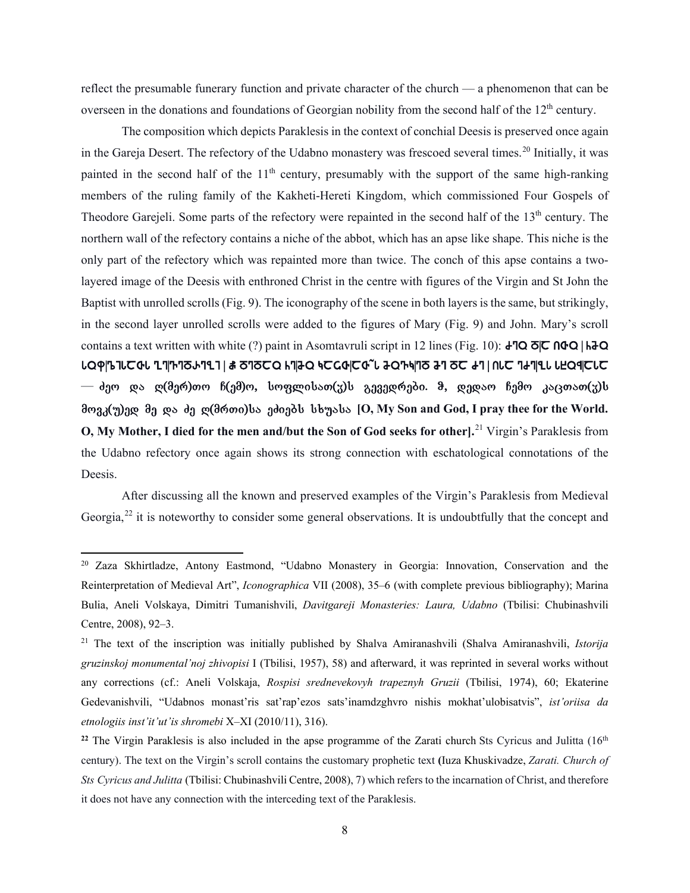reflect the presumable funerary function and private character of the church — a phenomenon that can be overseen in the donations and foundations of Georgian nobility from the second half of the 12th century.

The composition which depicts Paraklesis in the context of conchial Deesis is preserved once again in the Gareja Desert. The refectory of the Udabno monastery was frescoed several times.[20] Initially, it was painted in the second half of the 11th century, presumably with the support of the same high-ranking members of the ruling family of the Kakheti-Hereti Kingdom, which commissioned Four Gospels of Theodore Garejeli. Some parts of the refectory were repainted in the second half of the 13th century. The northern wall of the refectory contains a niche of the abbot, which has an apse like shape. This niche is the only part of the refectory which was repainted more than twice. The conch of this apse contains a two-layered image of the Deesis with enthroned Christ in the centre with figures of the Virgin and St John the Baptist with unrolled scrolls (Fig. 9). The iconography of the scene in both layers is the same, but strikingly, in the second layer unrolled scrolls were added to the figures of Mary (Fig. 9) and John. Mary's scroll contains a text written with white (?) paint in Asomtavruli script in 12 lines (Fig. 10): **ႻႤႭ ႣႠ| ႶႧႭ ႹႭ | ႱႭႴ|ႪႨႱႠႧႱ ႢႤ|ႥႤႣႰႤႡႨ | Ⴘ ႣႤႣႠႭ ႹႤႫႭ ႩႠႺ|ႧႠႧႱ ႫႭႥႩ|ႤႣ ႫႤ ႣႠ | ႻႤ Ⴖ|ႱႠ ႤႻႨႤႡႱ ႱႾႢႠ|ႱႠ — ძეო და ღ(მერ)თო ჩ(ემ)ო, სოფლისათ(ჳ)ს გევედრები. შ, დედაო ჩემო კაცთათ(ჳ)ს მოვკ(ჳ)ედ მე და ძე ღ(მრთი)სა ეძიებს სხჳასა [O, My Son and God, I pray thee for the World. O, My Mother, I died for the men and/but the Son of God seeks for other].**[21] Virgin's Paraklesis from the Udabno refectory once again shows its strong connection with eschatological connotations of the Deesis.

After discussing all the known and preserved examples of the Virgin's Paraklesis from Medieval Georgia,[22] it is noteworthy to consider some general observations. It is undoubtfully that the concept and

---

[20] Zaza Skhirtladze, Antony Eastmond, "Udabno Monastery in Georgia: Innovation, Conservation and the Reinterpretation of Medieval Art", *Iconographica* VII (2008), 35–6 (with complete previous bibliography); Marina Bulia, Aneli Volskaya, Dimitri Tumanishvili, *Davitgareji Monasteries: Laura, Udabno* (Tbilisi: Chubinashvili Centre, 2008), 92–3.

[21] The text of the inscription was initially published by Shalva Amiranashvili (Shalva Amiranashvili, *Istorija gruzinskoj monumental'noj zhivopisi* I (Tbilisi, 1957), 58) and afterward, it was reprinted in several works without any corrections (cf.: Aneli Volskaja, *Rospisi srednevekovyh trapeznyh Gruzii* (Tbilisi, 1974), 60; Ekaterine Gedevanishvili, "Udabnos monast'ris sat'rap'ezos sats'inamdzghvro nishis mokhat'ulobisatvis", *ist'oriisa da etnologiis inst'it'ut'is shromebi* X–XI (2010/11), 316).

**[22]** The Virgin Paraklesis is also included in the apse programme of the Zarati church Sts Cyricus and Julitta (16th century). The text on the Virgin's scroll contains the customary prophetic text **(**Iuza Khuskivadze, *Zarati. Church of Sts Cyricus and Julitta* (Tbilisi: Chubinashvili Centre, 2008), 7) which refers to the incarnation of Christ, and therefore it does not have any connection with the interceding text of the Paraklesis.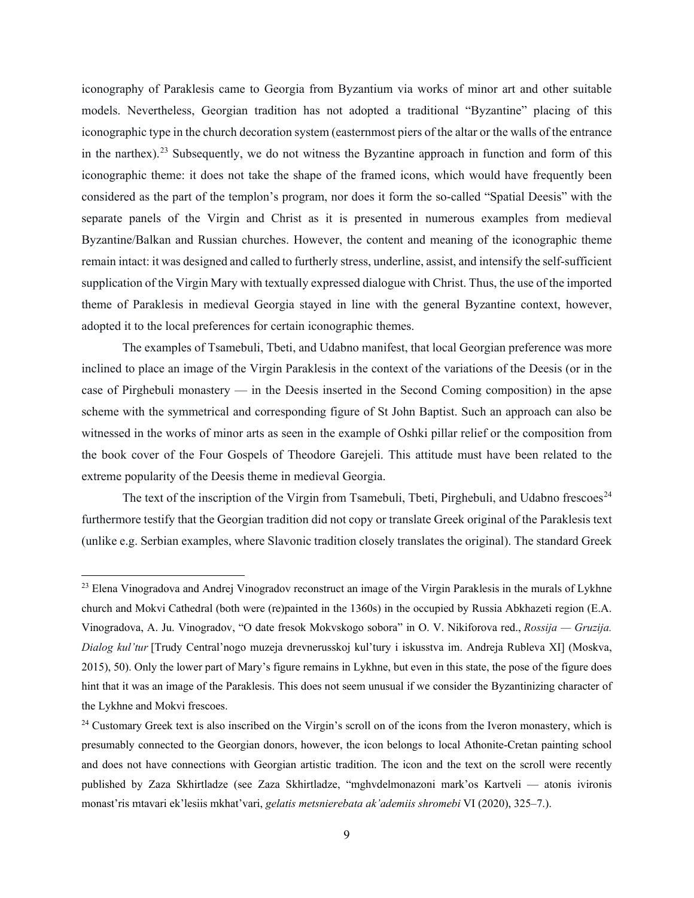iconography of Paraklesis came to Georgia from Byzantium via works of minor art and other suitable models. Nevertheless, Georgian tradition has not adopted a traditional "Byzantine" placing of this iconographic type in the church decoration system (easternmost piers of the altar or the walls of the entrance in the narthex).[23] Subsequently, we do not witness the Byzantine approach in function and form of this iconographic theme: it does not take the shape of the framed icons, which would have frequently been considered as the part of the templon's program, nor does it form the so-called "Spatial Deesis" with the separate panels of the Virgin and Christ as it is presented in numerous examples from medieval Byzantine/Balkan and Russian churches. However, the content and meaning of the iconographic theme remain intact: it was designed and called to furtherly stress, underline, assist, and intensify the self-sufficient supplication of the Virgin Mary with textually expressed dialogue with Christ. Thus, the use of the imported theme of Paraklesis in medieval Georgia stayed in line with the general Byzantine context, however, adopted it to the local preferences for certain iconographic themes.

The examples of Tsamebuli, Tbeti, and Udabno manifest, that local Georgian preference was more inclined to place an image of the Virgin Paraklesis in the context of the variations of the Deesis (or in the case of Pirghebuli monastery — in the Deesis inserted in the Second Coming composition) in the apse scheme with the symmetrical and corresponding figure of St John Baptist. Such an approach can also be witnessed in the works of minor arts as seen in the example of Oshki pillar relief or the composition from the book cover of the Four Gospels of Theodore Garejeli. This attitude must have been related to the extreme popularity of the Deesis theme in medieval Georgia.

The text of the inscription of the Virgin from Tsamebuli, Tbeti, Pirghebuli, and Udabno frescoes[24] furthermore testify that the Georgian tradition did not copy or translate Greek original of the Paraklesis text (unlike e.g. Serbian examples, where Slavonic tradition closely translates the original). The standard Greek

---

[23] Elena Vinogradova and Andrej Vinogradov reconstruct an image of the Virgin Paraklesis in the murals of Lykhne church and Mokvi Cathedral (both were (re)painted in the 1360s) in the occupied by Russia Abkhazeti region (E.A. Vinogradova, A. Ju. Vinogradov, "O date fresok Mokvskogo sobora" in O. V. Nikiforova red., *Rossija — Gruzija. Dialog kul'tur* [Trudy Central'nogo muzeja drevnerusskoj kul'tury i iskusstva im. Andreja Rubleva XI] (Moskva, 2015), 50). Only the lower part of Mary's figure remains in Lykhne, but even in this state, the pose of the figure does hint that it was an image of the Paraklesis. This does not seem unusual if we consider the Byzantinizing character of the Lykhne and Mokvi frescoes.

[24] Customary Greek text is also inscribed on the Virgin's scroll on of the icons from the Iveron monastery, which is presumably connected to the Georgian donors, however, the icon belongs to local Athonite-Cretan painting school and does not have connections with Georgian artistic tradition. The icon and the text on the scroll were recently published by Zaza Skhirtladze (see Zaza Skhirtladze, "mghvdelmonazoni mark'os Kartveli — atonis ivironis monast'ris mtavari ek'lesiis mkhat'vari, *gelatis metsnierebata ak'ademiis shromebi* VI (2020), 325–7.).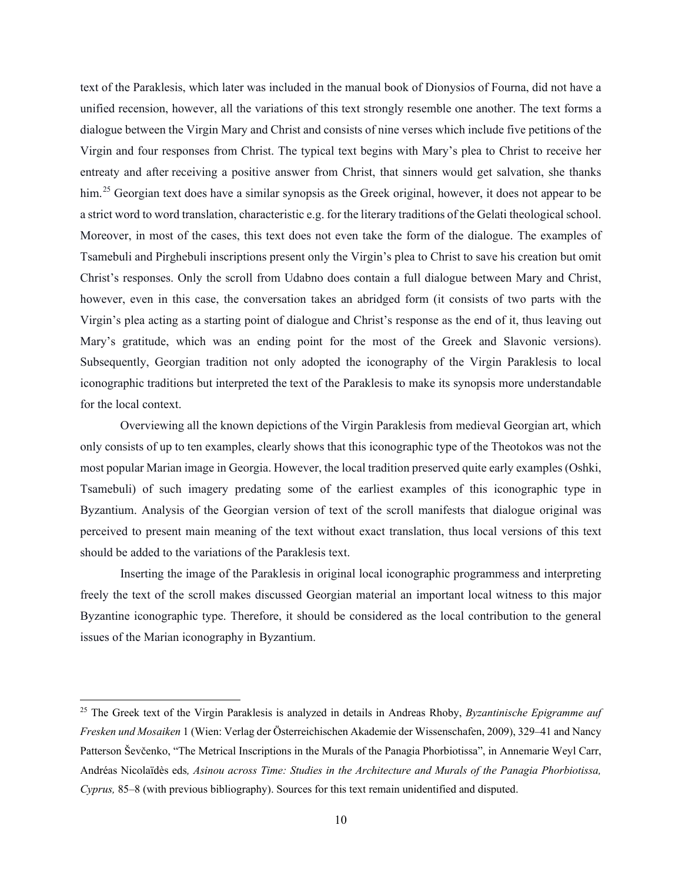text of the Paraklesis, which later was included in the manual book of Dionysios of Fourna, did not have a unified recension, however, all the variations of this text strongly resemble one another. The text forms a dialogue between the Virgin Mary and Christ and consists of nine verses which include five petitions of the Virgin and four responses from Christ. The typical text begins with Mary's plea to Christ to receive her entreaty and after receiving a positive answer from Christ, that sinners would get salvation, she thanks him.[25] Georgian text does have a similar synopsis as the Greek original, however, it does not appear to be a strict word to word translation, characteristic e.g. for the literary traditions of the Gelati theological school. Moreover, in most of the cases, this text does not even take the form of the dialogue. The examples of Tsamebuli and Pirghebuli inscriptions present only the Virgin's plea to Christ to save his creation but omit Christ's responses. Only the scroll from Udabno does contain a full dialogue between Mary and Christ, however, even in this case, the conversation takes an abridged form (it consists of two parts with the Virgin's plea acting as a starting point of dialogue and Christ's response as the end of it, thus leaving out Mary's gratitude, which was an ending point for the most of the Greek and Slavonic versions). Subsequently, Georgian tradition not only adopted the iconography of the Virgin Paraklesis to local iconographic traditions but interpreted the text of the Paraklesis to make its synopsis more understandable for the local context.

Overviewing all the known depictions of the Virgin Paraklesis from medieval Georgian art, which only consists of up to ten examples, clearly shows that this iconographic type of the Theotokos was not the most popular Marian image in Georgia. However, the local tradition preserved quite early examples (Oshki, Tsamebuli) of such imagery predating some of the earliest examples of this iconographic type in Byzantium. Analysis of the Georgian version of text of the scroll manifests that dialogue original was perceived to present main meaning of the text without exact translation, thus local versions of this text should be added to the variations of the Paraklesis text.

Inserting the image of the Paraklesis in original local iconographic programmess and interpreting freely the text of the scroll makes discussed Georgian material an important local witness to this major Byzantine iconographic type. Therefore, it should be considered as the local contribution to the general issues of the Marian iconography in Byzantium.

---

[25] The Greek text of the Virgin Paraklesis is analyzed in details in Andreas Rhoby, *Byzantinische Epigramme auf Fresken und Mosaiken* 1 (Wien: Verlag der Österreichischen Akademie der Wissenschafen, 2009), 329–41 and Nancy Patterson Ševčenko, "The Metrical Inscriptions in the Murals of the Panagia Phorbiotissa", in Annemarie Weyl Carr, Andréas Nicolaïdès eds*, Asinou across Time: Studies in the Architecture and Murals of the Panagia Phorbiotissa, Cyprus,* 85–8 (with previous bibliography). Sources for this text remain unidentified and disputed.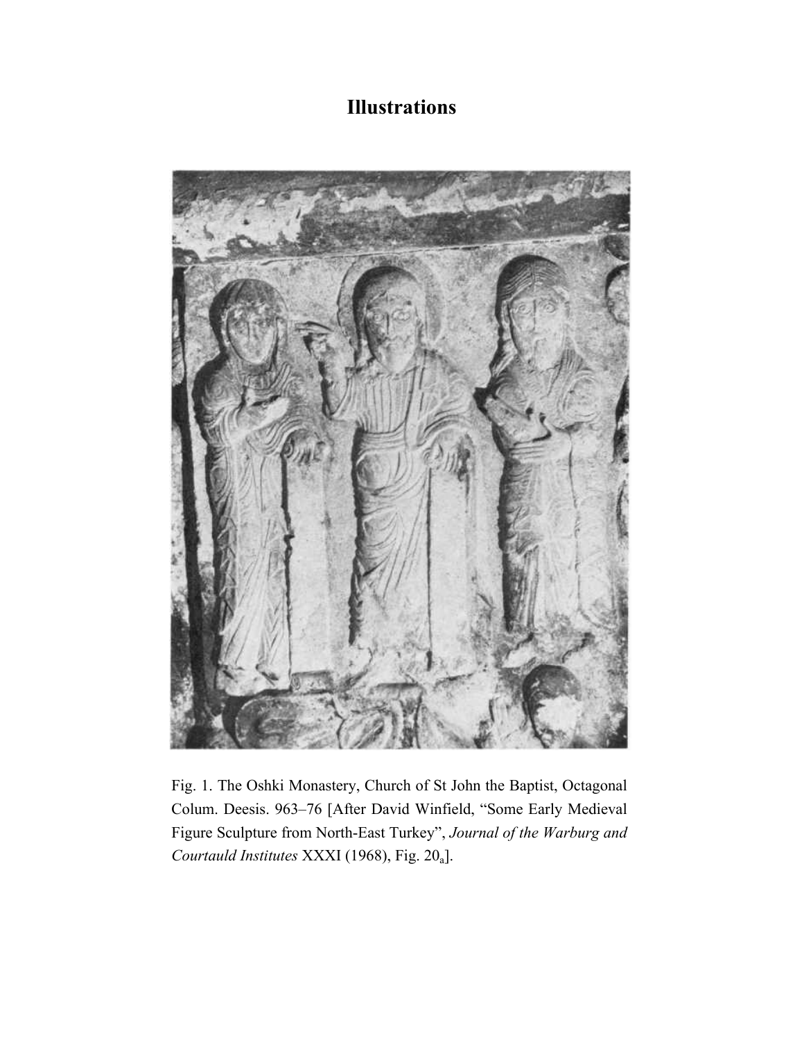# Illustrations

Fig. 1. The Oshki Monastery, Church of St John the Baptist, Octagonal Colum. Deesis. 963–76 [After David Winfield, "Some Early Medieval Figure Sculpture from North-East Turkey", *Journal of the Warburg and Courtauld Institutes* XXXI (1968), Fig. $20_a$].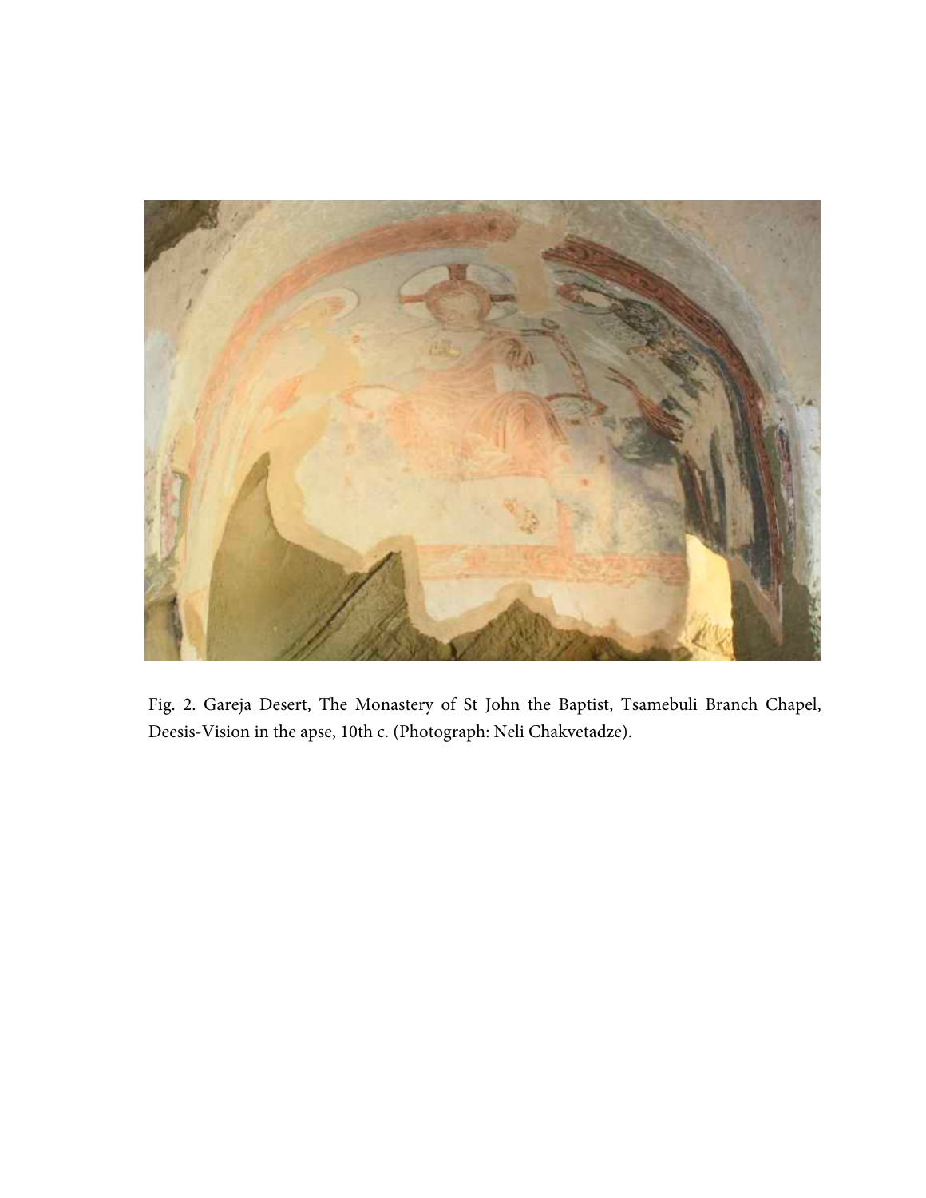Fig. 2. Gareja Desert, The Monastery of St John the Baptist, Tsamebuli Branch Chapel, Deesis-Vision in the apse, 10th c. (Photograph: Neli Chakvetadze).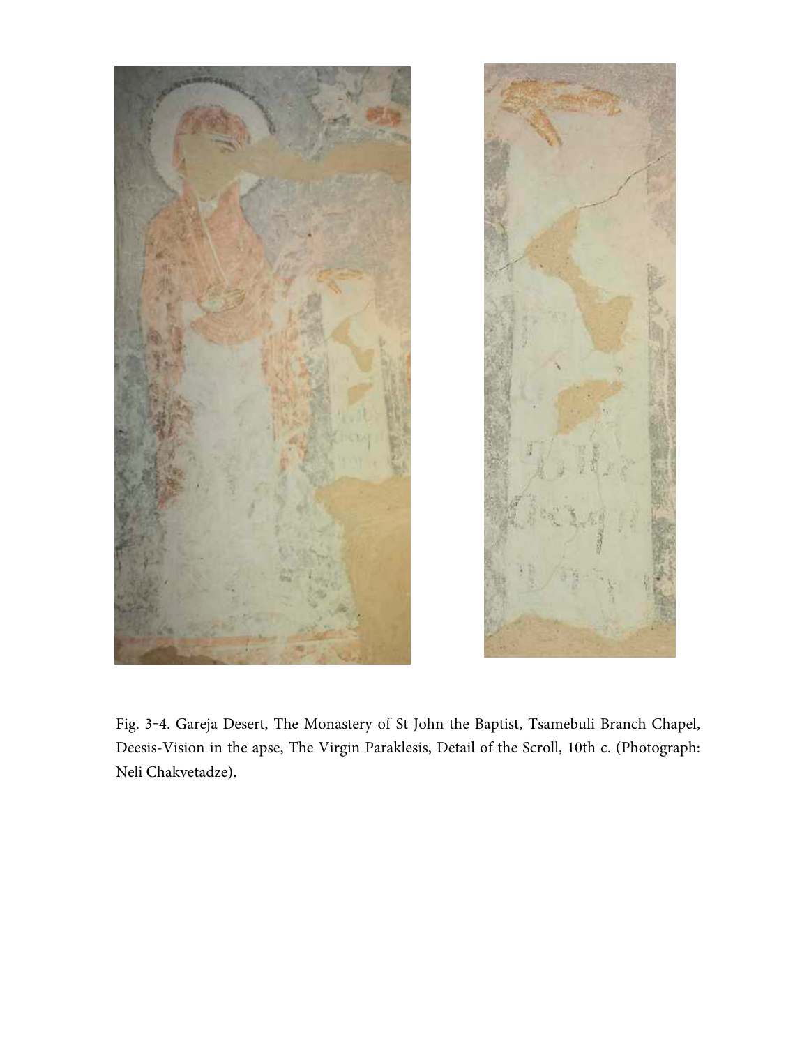Fig. 3-4. Gareja Desert, The Monastery of St John the Baptist, Tsamebuli Branch Chapel, Deesis-Vision in the apse, The Virgin Paraklesis, Detail of the Scroll, 10th c. (Photograph: Neli Chakvetadze).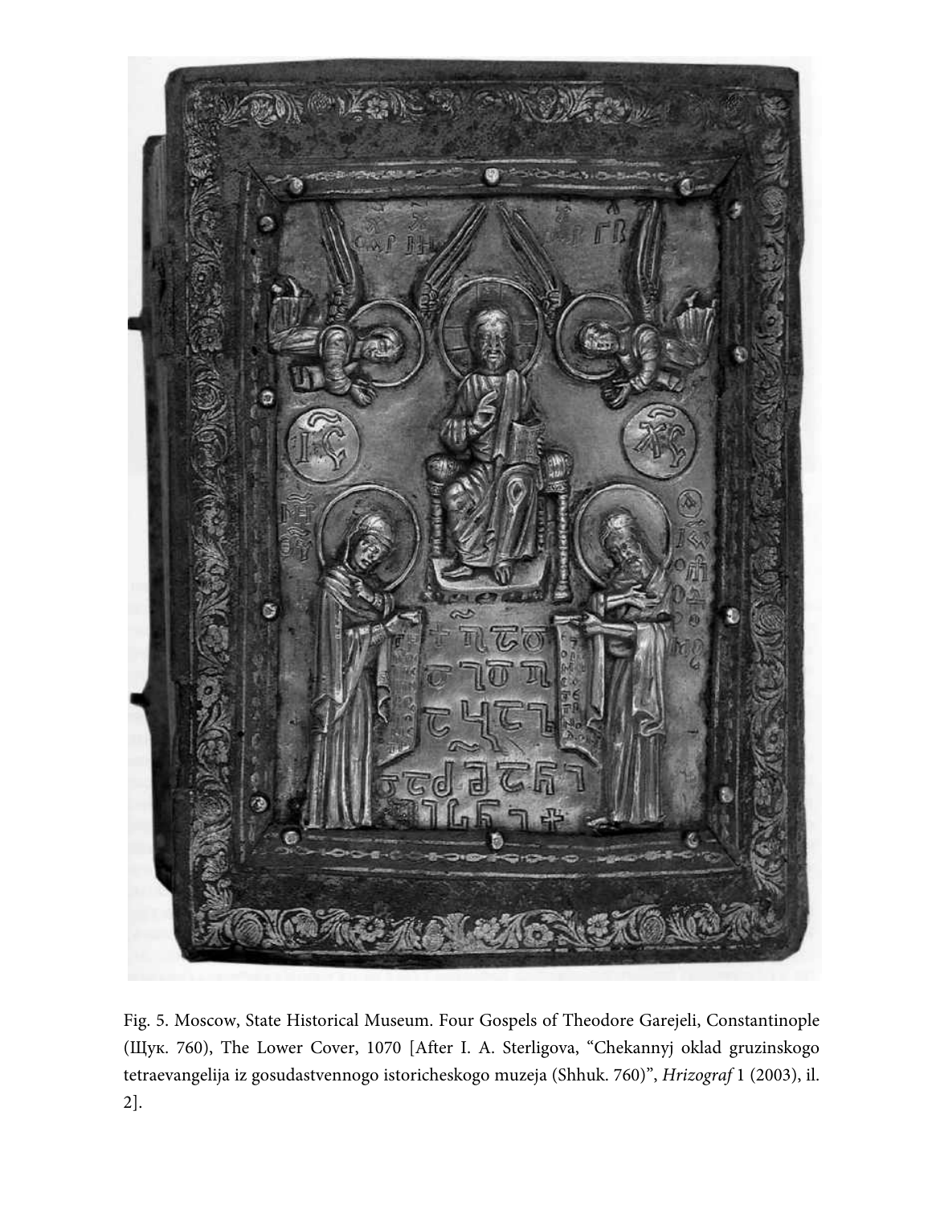Fig. 5. Moscow, State Historical Museum. Four Gospels of Theodore Garejeli, Constantinople (Щук. 760), The Lower Cover, 1070 [After I. A. Sterligova, "Chekannyj oklad gruzinskogo tetraevangelija iz gosudastvennogo istoricheskogo muzeja (Shhuk. 760)", *Hrizograf* 1 (2003), il. 2].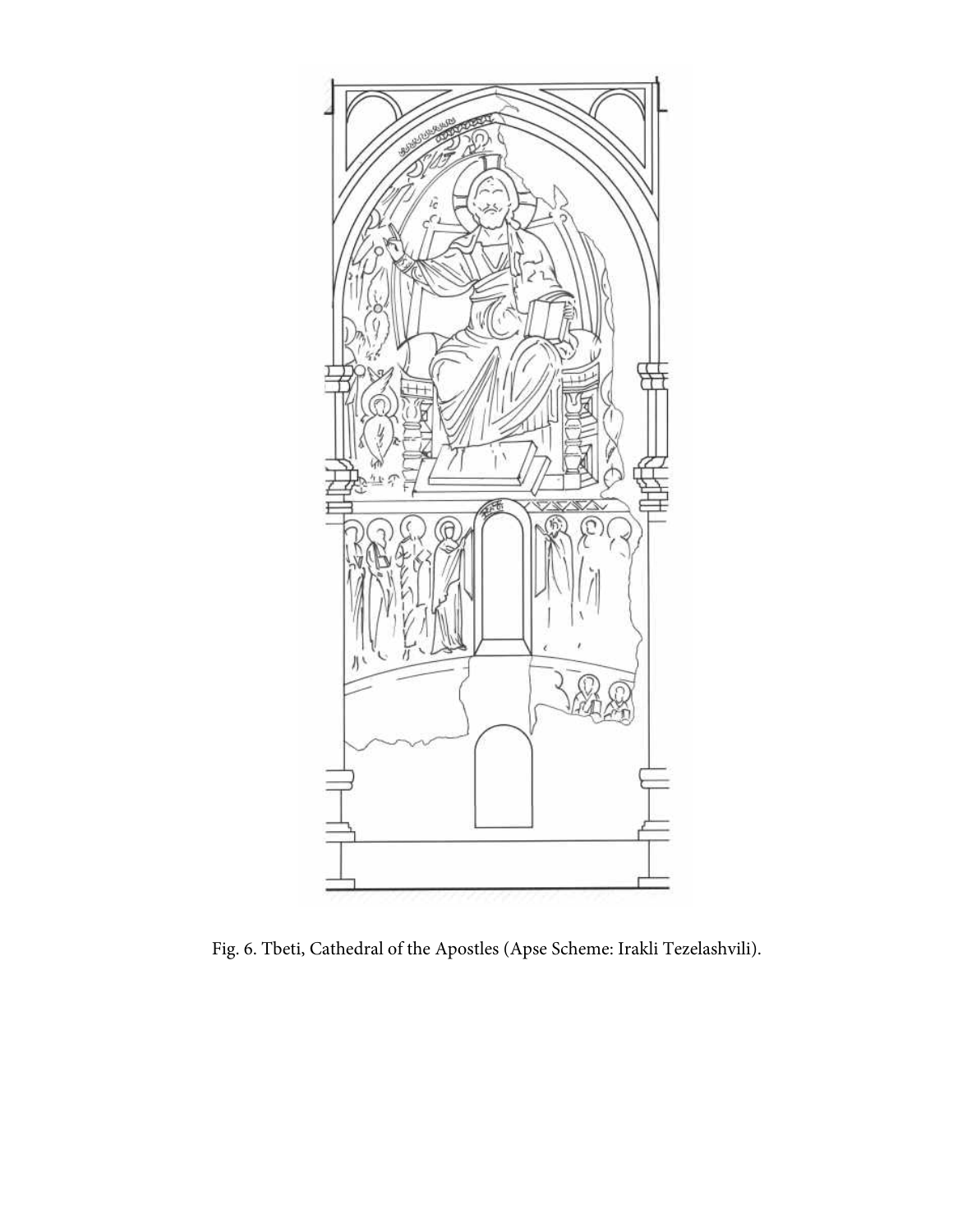Fig. 6. Tbeti, Cathedral of the Apostles (Apse Scheme: Irakli Tezelashvili).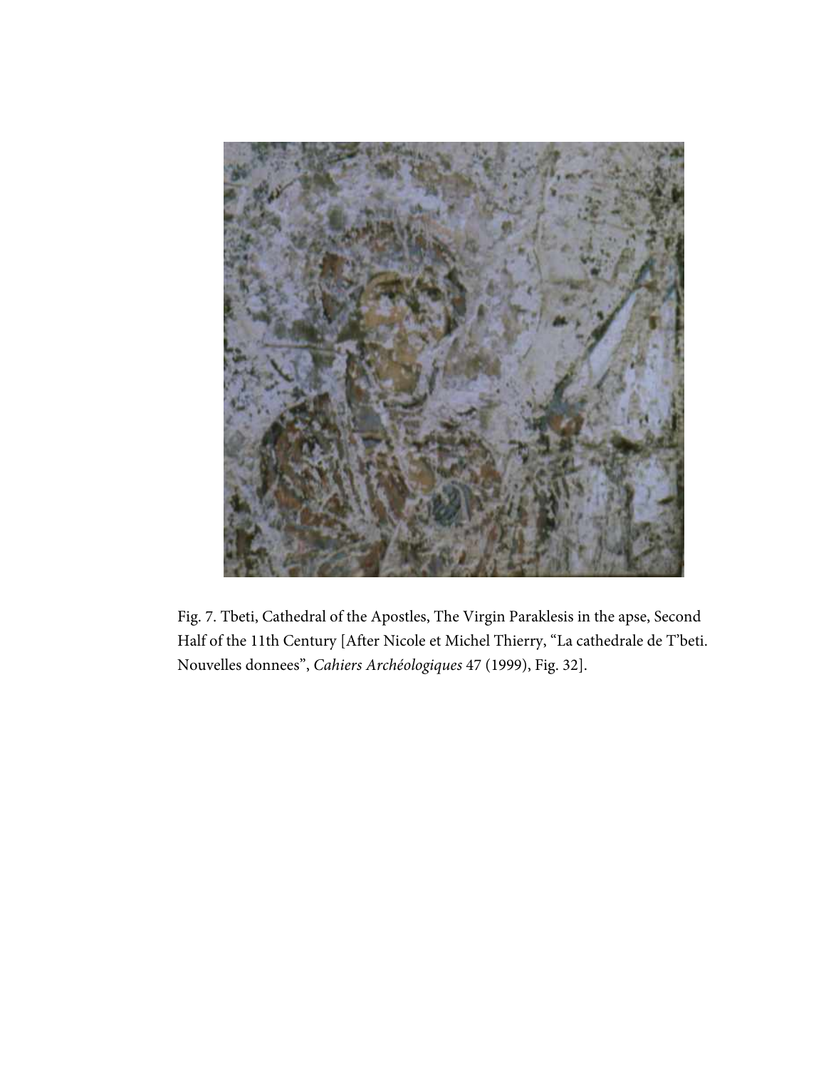Fig. 7. Tbeti, Cathedral of the Apostles, The Virgin Paraklesis in the apse, Second Half of the 11th Century [After Nicole et Michel Thierry, "La cathedrale de T'beti. Nouvelles donnees", *Cahiers Archéologiques* 47 (1999), Fig. 32].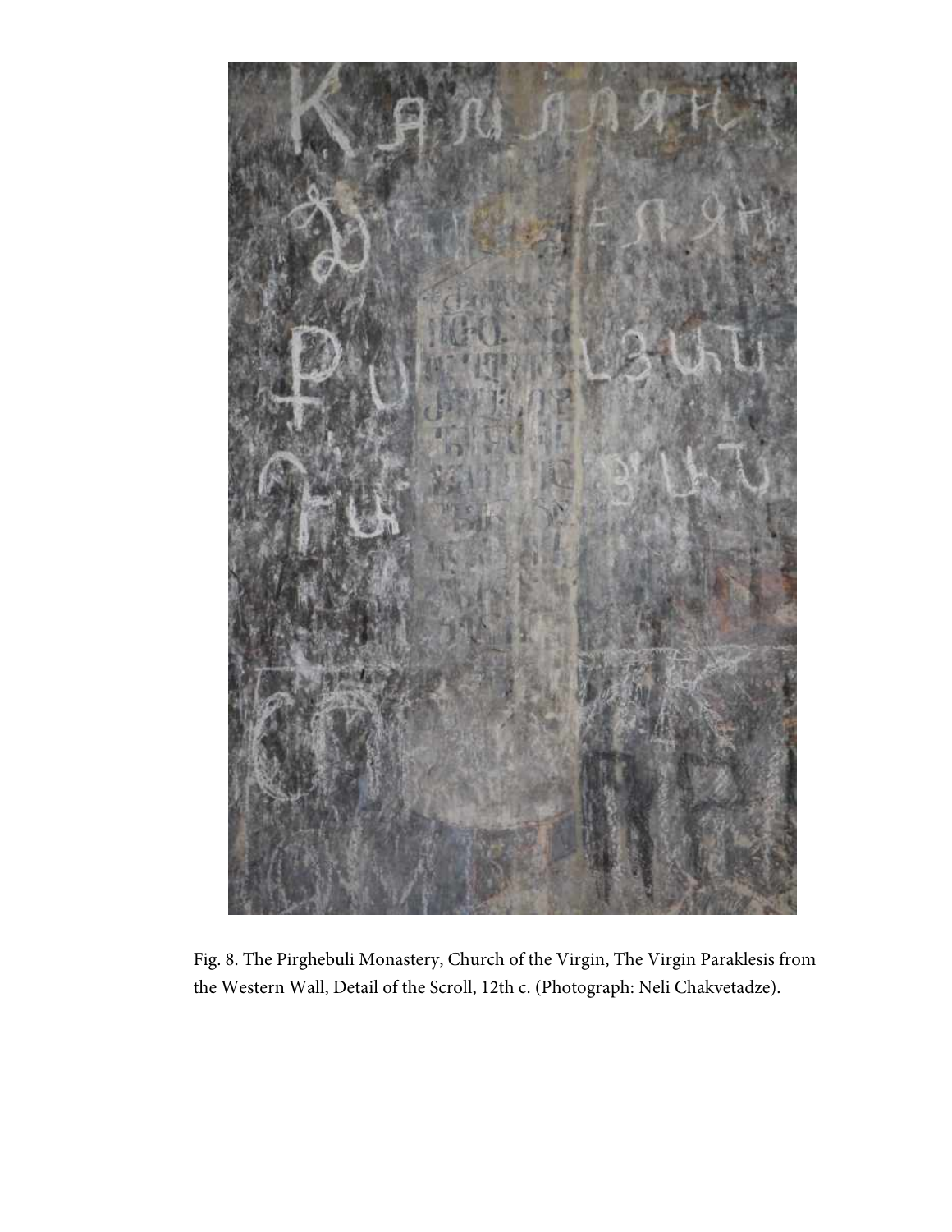Fig. 8. The Pirghebuli Monastery, Church of the Virgin, The Virgin Paraklesis from the Western Wall, Detail of the Scroll, 12th c. (Photograph: Neli Chakvetadze).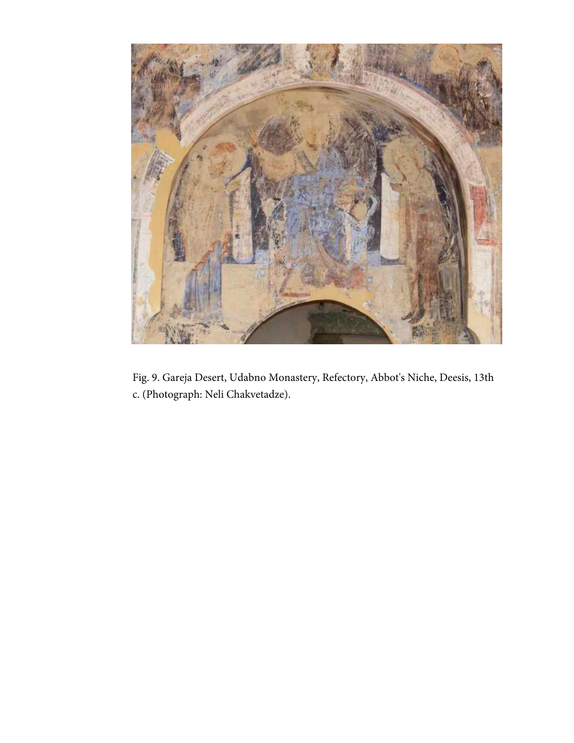Fig. 9. Gareja Desert, Udabno Monastery, Refectory, Abbot's Niche, Deesis, 13th c. (Photograph: Neli Chakvetadze).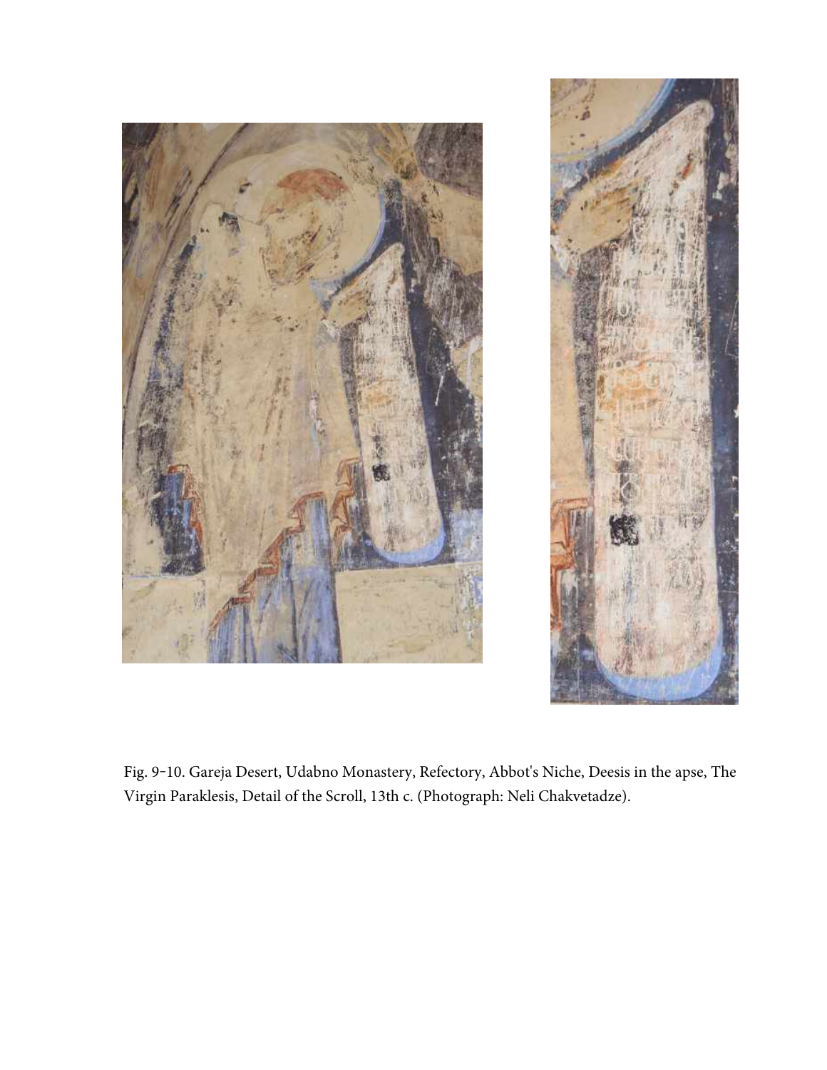Fig. 9-10. Gareja Desert, Udabno Monastery, Refectory, Abbot's Niche, Deesis in the apse, The Virgin Paraklesis, Detail of the Scroll, 13th c. (Photograph: Neli Chakvetadze).